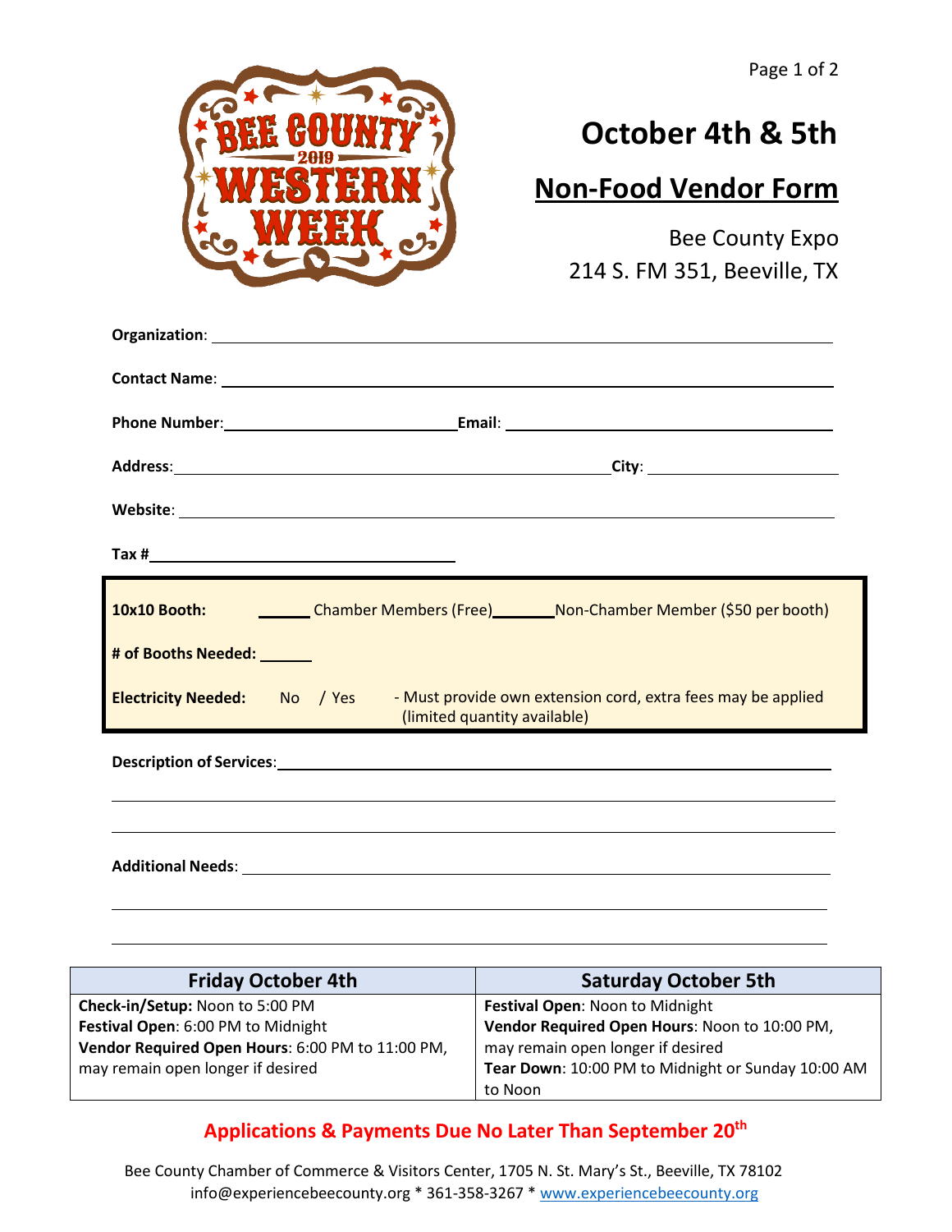Bee County 2019 Western Week

# October 4th & 5th

## Non-Food Vendor Form

Bee County Expo
214 S. FM 351, Beeville, TX

**Organization**: ____________________

**Contact Name**: ____________________

**Phone Number**: ____________________ **Email**: ____________________

**Address**: ____________________ **City**: ____________________

**Website**: ____________________

**Tax #** ____________________

**10x10 Booth:** ______ Chamber Members (Free) ______ Non-Chamber Member ($50 per booth)

**# of Booths Needed:** ______

**Electricity Needed:** No / Yes - Must provide own extension cord, extra fees may be applied (limited quantity available)

**Description of Services**: ____________________

**Additional Needs**: ____________________

| Friday October 4th | Saturday October 5th |
|---|---|
| **Check-in/Setup:** Noon to 5:00 PM<br>**Festival Open**: 6:00 PM to Midnight<br>**Vendor Required Open Hours**: 6:00 PM to 11:00 PM, may remain open longer if desired | **Festival Open**: Noon to Midnight<br>**Vendor Required Open Hours**: Noon to 10:00 PM, may remain open longer if desired<br>**Tear Down**: 10:00 PM to Midnight or Sunday 10:00 AM to Noon |

**Applications & Payments Due No Later Than September 20th**

Bee County Chamber of Commerce & Visitors Center, 1705 N. St. Mary's St., Beeville, TX 78102
info@experiencebeecounty.org * 361-358-3267 * www.experiencebeecounty.org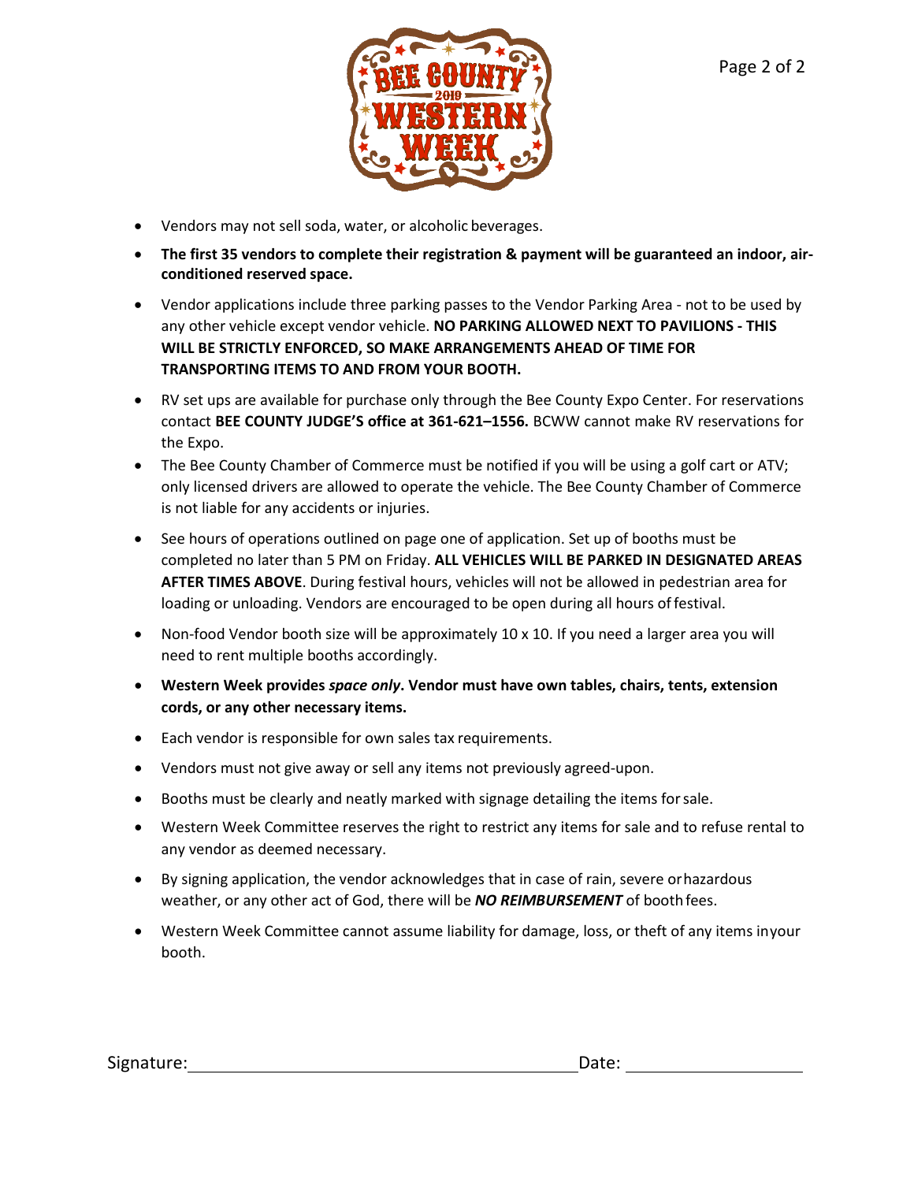- Vendors may not sell soda, water, or alcoholic beverages.
- **The first 35 vendors to complete their registration & payment will be guaranteed an indoor, air-conditioned reserved space.**
- Vendor applications include three parking passes to the Vendor Parking Area - not to be used by any other vehicle except vendor vehicle. **NO PARKING ALLOWED NEXT TO PAVILIONS - THIS WILL BE STRICTLY ENFORCED, SO MAKE ARRANGEMENTS AHEAD OF TIME FOR TRANSPORTING ITEMS TO AND FROM YOUR BOOTH.**
- RV set ups are available for purchase only through the Bee County Expo Center. For reservations contact **BEE COUNTY JUDGE'S office at 361-621–1556.** BCWW cannot make RV reservations for the Expo.
- The Bee County Chamber of Commerce must be notified if you will be using a golf cart or ATV; only licensed drivers are allowed to operate the vehicle. The Bee County Chamber of Commerce is not liable for any accidents or injuries.
- See hours of operations outlined on page one of application. Set up of booths must be completed no later than 5 PM on Friday. **ALL VEHICLES WILL BE PARKED IN DESIGNATED AREAS AFTER TIMES ABOVE**. During festival hours, vehicles will not be allowed in pedestrian area for loading or unloading. Vendors are encouraged to be open during all hours of festival.
- Non-food Vendor booth size will be approximately 10 x 10. If you need a larger area you will need to rent multiple booths accordingly.
- **Western Week provides *space only*. Vendor must have own tables, chairs, tents, extension cords, or any other necessary items.**
- Each vendor is responsible for own sales tax requirements.
- Vendors must not give away or sell any items not previously agreed-upon.
- Booths must be clearly and neatly marked with signage detailing the items for sale.
- Western Week Committee reserves the right to restrict any items for sale and to refuse rental to any vendor as deemed necessary.
- By signing application, the vendor acknowledges that in case of rain, severe or hazardous weather, or any other act of God, there will be ***NO REIMBURSEMENT*** of booth fees.
- Western Week Committee cannot assume liability for damage, loss, or theft of any items in your booth.

Signature: ______________________________ Date: ______________